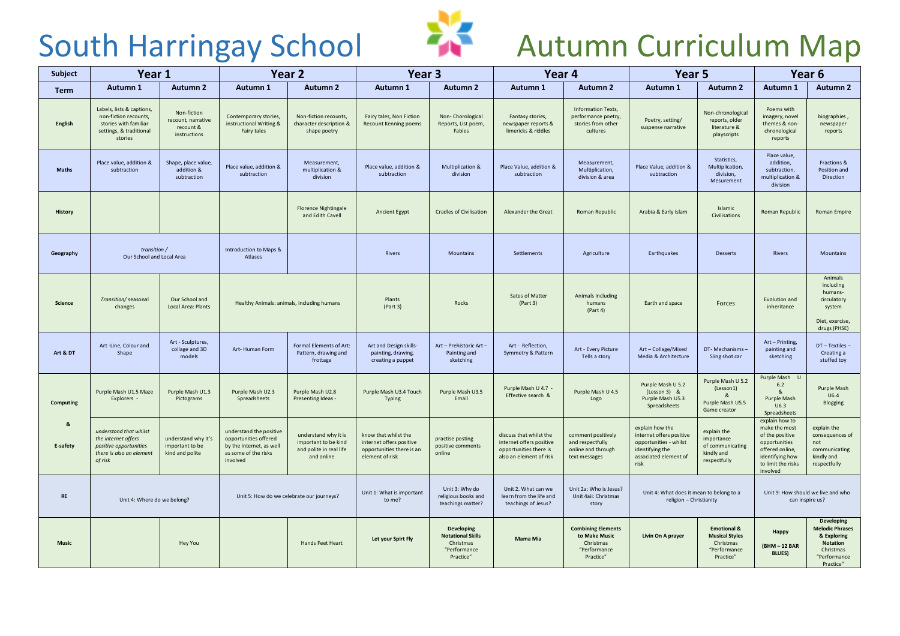# South Harringay School

# Autumn Curriculum Map

| Subject | Year 1 | | Year 2 | | Year 3 | | Year 4 | | Year 5 | | Year 6 | |
|---|---|---|---|---|---|---|---|---|---|---|---|---|
| **Term** | **Autumn 1** | **Autumn 2** | **Autumn 1** | **Autumn 2** | **Autumn 1** | **Autumn 2** | **Autumn 1** | **Autumn 2** | **Autumn 1** | **Autumn 2** | **Autumn 1** | **Autumn 2** |
| **English** | Labels, lists & captions, non-fiction recounts, stories with familiar settings, & traditional stories | Non-fiction recount, narrative recount & instructions | Contemporary stories, instructional Writing & Fairy tales | Non-fiction recounts, character description & shape poetry | Fairy tales, Non Fiction Recount Kenning poems | Non- Chorological Reports, List poem, Fables | Fantasy stories, newspaper reports & limericks & riddles | Information Texts, performance poetry, stories from other cultures | Poetry, setting/ suspense narrative | Non-chronological reports, older literature & playscripts | Poems with imagery, novel themes & non-chronological reports | biographies , newspaper reports |
| **Maths** | Place value, addition & subtraction | Shape, place value, addition & subtraction | Place value, addition & subtraction | Measurement, multiplication & division | Place value, addition & subtraction | Multiplication & division | Place Value, addition & subtraction | Measurement, Multiplication, division & area | Place Value, addition & subtraction | Statistics, Multiplication, division, Mesurement | Place value, addition, subtraction, multiplication & division | Fractions & Position and Direction |
| **History** | | | | Florence Nightingale and Edith Cavell | Ancient Egypt | Cradles of Civilisation | Alexander the Great | Roman Republic | Arabia & Early Islam | Islamic Civilisations | Roman Republic | Roman Empire |
| **Geography** | *transition /* Our School and Local Area | | Introduction to Maps & Atlases | | Rivers | Mountains | Settlements | Agriculture | Earthquakes | Desserts | Rivers | Mountains |
| **Science** | *Transition/* seasonal changes | Our School and Local Area: Plants | Healthy Animals: animals, including humans | | Plants (Part 3) | Rocks | Sates of Matter (Part 3) | Animals Including humans (Part 4) | Earth and space | Forces | Evolution and inheritance | Animals including humans- circulatory system<br><br>Diet, exercise, drugs (PHSE) |
| **Art & DT** | Art -Line, Colour and Shape | Art - Sculptures, collage and 3D models | Art- Human Form | Formal Elements of Art: Pattern, drawing and frottage | Art and Design skills- painting, drawing, creating a puppet | Art – Prehistoric Art – Painting and sketching | Art - Reflection, Symmetry & Pattern | Art - Every Picture Tells a story | Art – Collage/Mixed Media & Architecture | DT- Mechanisms – Sling shot car | Art – Printing, painting and sketching | DT – Textiles – Creating a stuffed toy |
| **Computing & E-safety** | Purple Mash U1.5 Maze Explorers - | Purple Mash U1.3 Pictograms | Purple Mash U2.3 Spreadsheets | Purple Mash U2.8 Presenting Ideas - | Purple Mash U3.4 Touch Typing | Purple Mash U3.5 Email | Purple Mash U 4.7 - Effective search & | Purple Mash U 4.5 Logo | Purple Mash U 5.2 (Lesson 3) & Purple Mash U5.3 Spreadsheets | Purple Mash U 5.2 (Lesson1) & Purple Mash U5.5 Game creator | Purple Mash U 6.2 & Purple Mash U6.3 Spreadsheets | Purple Mash U6.4 Blogging |
| | *understand that whilst the internet offers positive opportunities there is also an element of risk* | understand why it's important to be kind and polite | understand the positive opportunities offered by the internet, as well as some of the risks involved | understand why it is important to be kind and polite in real life and online | know that whilst the internet offers positive opportunities there is an element of risk | practise posting positive comments online | discuss that whilst the internet offers positive opportunities there is also an element of risk | comment positively and respectfully online and through text messages | explain how the internet offers positive opportunities - whilst identifying the associated element of risk | explain the importance of communicating kindly and respectfully | explain how to make the most of the positive opportunities offered online, identifying how to limit the risks involved | explain the consequences of not communicating kindly and respectfully |
| **RE** | Unit 4: Where do we belong? | | Unit 5: How do we celebrate our journeys? | | Unit 1: What is important to me? | Unit 3: Why do religious books and teachings matter? | Unit 2. What can we learn from the life and teachings of Jesus? | Unit 2a: Who is Jesus? Unit 4aii: Christmas story | Unit 4: What does it mean to belong to a religion – Christianity | | Unit 9: How should we live and who can inspire us? | |
| **Music** | | Hey You | | Hands Feet Heart | **Let your Spirt Fly** | **Developing Notational Skills** Christmas "Performance Practice" | **Mama Mia** | **Combining Elements to Make Music** Christmas "Performance Practice" | **Livin On A prayer** | **Emotional & Musical Styles** Christmas "Performance Practice" | **Happy**<br><br>**(BHM – 12 BAR BLUES)** | **Developing Melodic Phrases & Exploring Notation** Christmas "Performance Practice" |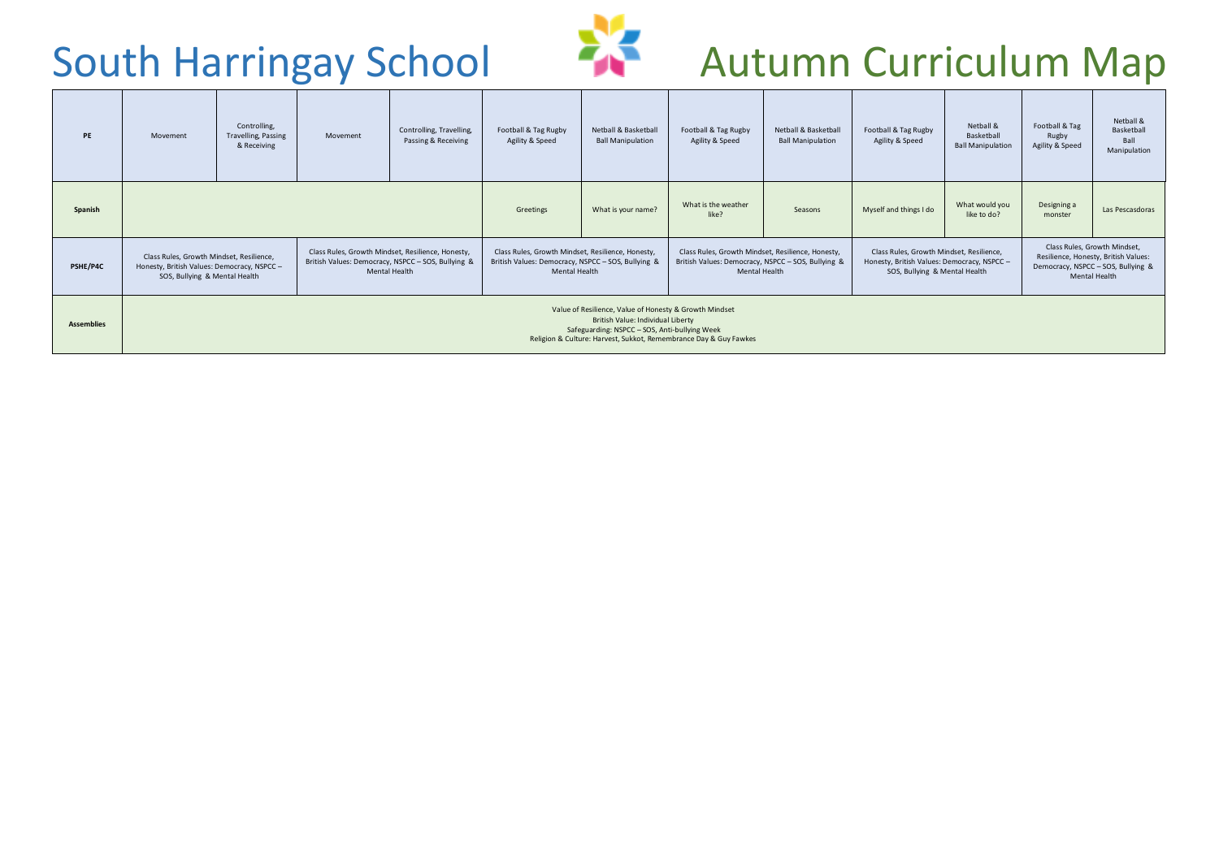# South Harringay School

# Autumn Curriculum Map

| | | | | | | | | | | | | |
|---|---|---|---|---|---|---|---|---|---|---|---|---|
| **PE** | Movement | Controlling, Travelling, Passing & Receiving | Movement | Controlling, Travelling, Passing & Receiving | Football & Tag Rugby Agility & Speed | Netball & Basketball Ball Manipulation | Football & Tag Rugby Agility & Speed | Netball & Basketball Ball Manipulation | Football & Tag Rugby Agility & Speed | Netball & Basketball Ball Manipulation | Football & Tag Rugby Agility & Speed | Netball & Basketball Ball Manipulation |
| **Spanish** | | | | | Greetings | What is your name? | What is the weather like? | Seasons | Myself and things I do | What would you like to do? | Designing a monster | Las Pescasdoras |
| **PSHE/P4C** | Class Rules, Growth Mindset, Resilience, Honesty, British Values: Democracy, NSPCC – SOS, Bullying & Mental Health | | Class Rules, Growth Mindset, Resilience, Honesty, British Values: Democracy, NSPCC – SOS, Bullying & Mental Health | | Class Rules, Growth Mindset, Resilience, Honesty, British Values: Democracy, NSPCC – SOS, Bullying & Mental Health | | Class Rules, Growth Mindset, Resilience, Honesty, British Values: Democracy, NSPCC – SOS, Bullying & Mental Health | | Class Rules, Growth Mindset, Resilience, Honesty, British Values: Democracy, NSPCC – SOS, Bullying & Mental Health | | Class Rules, Growth Mindset, Resilience, Honesty, British Values: Democracy, NSPCC – SOS, Bullying & Mental Health | |
| **Assemblies** | Value of Resilience, Value of Honesty & Growth Mindset<br>British Value: Individual Liberty<br>Safeguarding: NSPCC – SOS, Anti-bullying Week<br>Religion & Culture: Harvest, Sukkot, Remembrance Day & Guy Fawkes | | | | | | | | | | | |